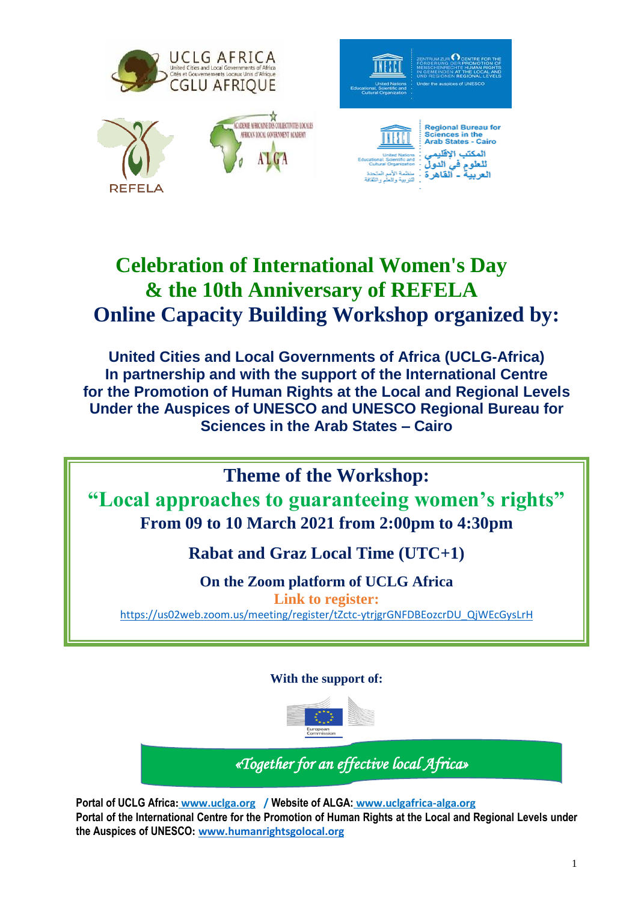# Celebration of International Women's Day & the 10th Anniversary of REFELA Online Capacity Building Workshop organized by:

**United Cities and Local Governments of Africa (UCLG-Africa) In partnership and with the support of the International Centre for the Promotion of Human Rights at the Local and Regional Levels Under the Auspices of UNESCO and UNESCO Regional Bureau for Sciences in the Arab States – Cairo**

## Theme of the Workshop:

## "Local approaches to guaranteeing women's rights"

**From 09 to 10 March 2021 from 2:00pm to 4:30pm**

**Rabat and Graz Local Time (UTC+1)**

**On the Zoom platform of UCLG Africa**

**Link to register:**

https://us02web.zoom.us/meeting/register/tZctc-ytrjgrGNFDBEozcrDU_QjWEcGysLrH

**With the support of:**

*«Together for an effective local Africa»*

**Portal of UCLG Africa: www.uclga.org / Website of ALGA: www.uclgafrica-alga.org**
**Portal of the International Centre for the Promotion of Human Rights at the Local and Regional Levels under the Auspices of UNESCO: www.humanrightsgolocal.org**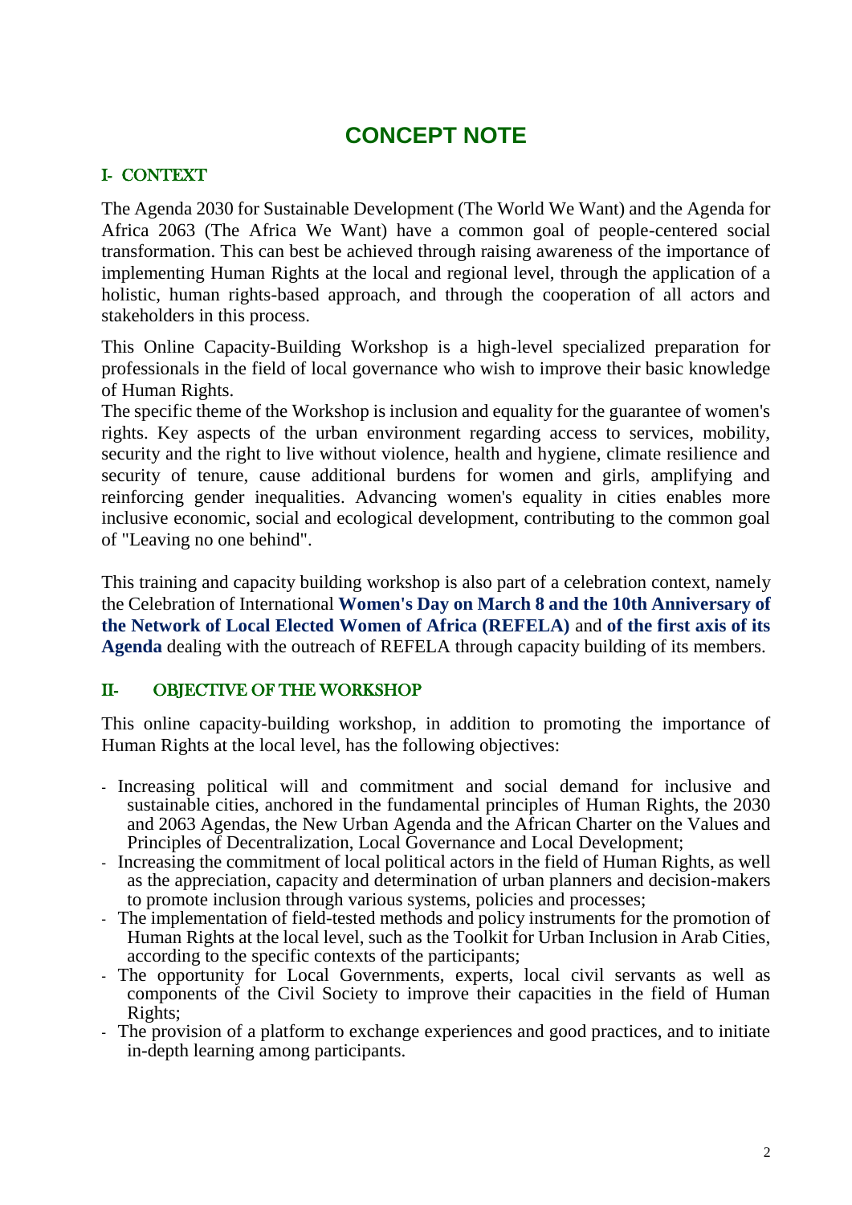# CONCEPT NOTE

## I- CONTEXT

The Agenda 2030 for Sustainable Development (The World We Want) and the Agenda for Africa 2063 (The Africa We Want) have a common goal of people-centered social transformation. This can best be achieved through raising awareness of the importance of implementing Human Rights at the local and regional level, through the application of a holistic, human rights-based approach, and through the cooperation of all actors and stakeholders in this process.

This Online Capacity-Building Workshop is a high-level specialized preparation for professionals in the field of local governance who wish to improve their basic knowledge of Human Rights.

The specific theme of the Workshop is inclusion and equality for the guarantee of women's rights. Key aspects of the urban environment regarding access to services, mobility, security and the right to live without violence, health and hygiene, climate resilience and security of tenure, cause additional burdens for women and girls, amplifying and reinforcing gender inequalities. Advancing women's equality in cities enables more inclusive economic, social and ecological development, contributing to the common goal of "Leaving no one behind".

This training and capacity building workshop is also part of a celebration context, namely the Celebration of International **Women's Day on March 8 and the 10th Anniversary of the Network of Local Elected Women of Africa (REFELA)** and **of the first axis of its Agenda** dealing with the outreach of REFELA through capacity building of its members.

## II- OBJECTIVE OF THE WORKSHOP

This online capacity-building workshop, in addition to promoting the importance of Human Rights at the local level, has the following objectives:

- Increasing political will and commitment and social demand for inclusive and sustainable cities, anchored in the fundamental principles of Human Rights, the 2030 and 2063 Agendas, the New Urban Agenda and the African Charter on the Values and Principles of Decentralization, Local Governance and Local Development;
- Increasing the commitment of local political actors in the field of Human Rights, as well as the appreciation, capacity and determination of urban planners and decision-makers to promote inclusion through various systems, policies and processes;
- The implementation of field-tested methods and policy instruments for the promotion of Human Rights at the local level, such as the Toolkit for Urban Inclusion in Arab Cities, according to the specific contexts of the participants;
- The opportunity for Local Governments, experts, local civil servants as well as components of the Civil Society to improve their capacities in the field of Human Rights;
- The provision of a platform to exchange experiences and good practices, and to initiate in-depth learning among participants.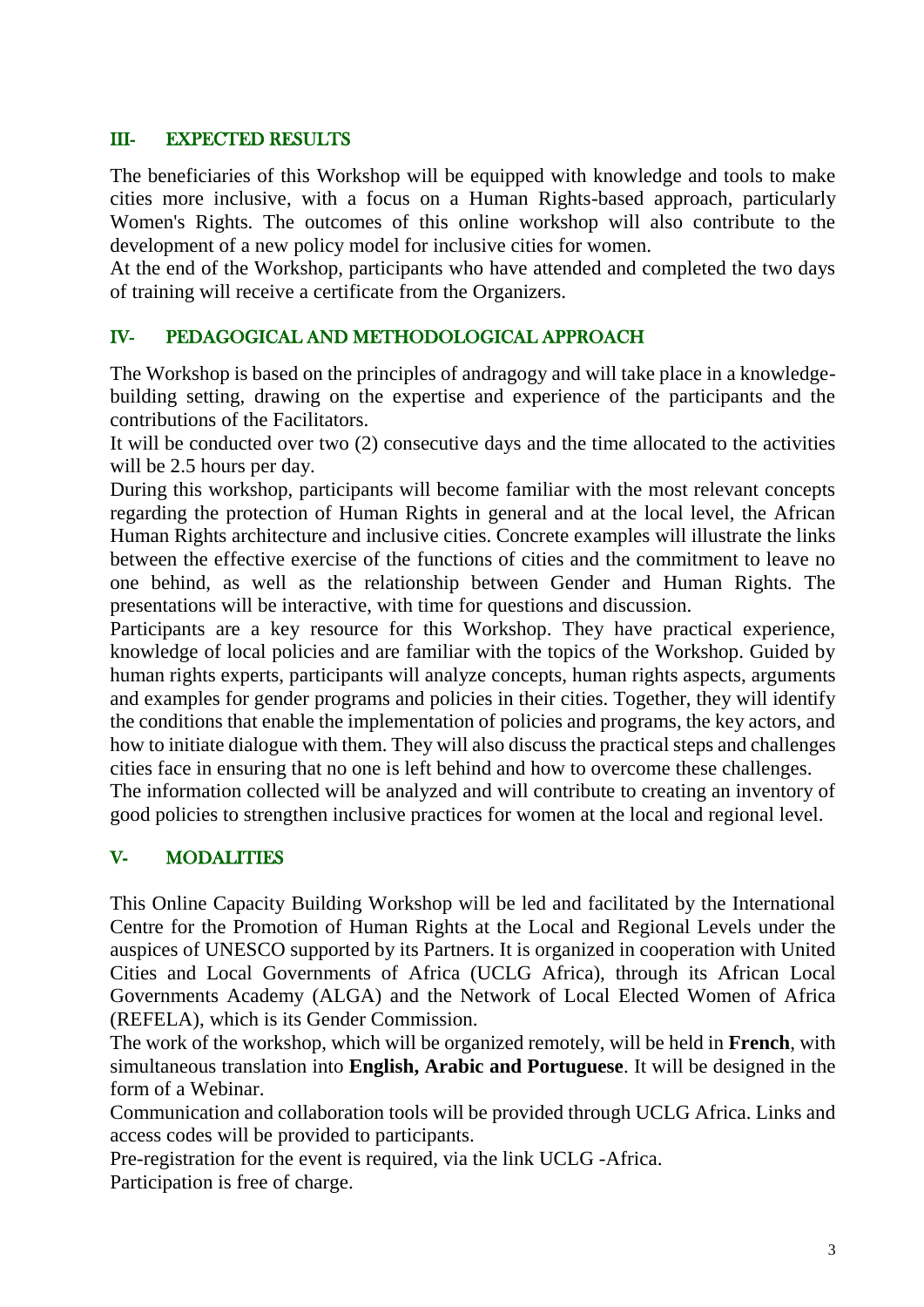## III- EXPECTED RESULTS

The beneficiaries of this Workshop will be equipped with knowledge and tools to make cities more inclusive, with a focus on a Human Rights-based approach, particularly Women's Rights. The outcomes of this online workshop will also contribute to the development of a new policy model for inclusive cities for women.

At the end of the Workshop, participants who have attended and completed the two days of training will receive a certificate from the Organizers.

## IV- PEDAGOGICAL AND METHODOLOGICAL APPROACH

The Workshop is based on the principles of andragogy and will take place in a knowledge-building setting, drawing on the expertise and experience of the participants and the contributions of the Facilitators.

It will be conducted over two (2) consecutive days and the time allocated to the activities will be 2.5 hours per day.

During this workshop, participants will become familiar with the most relevant concepts regarding the protection of Human Rights in general and at the local level, the African Human Rights architecture and inclusive cities. Concrete examples will illustrate the links between the effective exercise of the functions of cities and the commitment to leave no one behind, as well as the relationship between Gender and Human Rights. The presentations will be interactive, with time for questions and discussion.

Participants are a key resource for this Workshop. They have practical experience, knowledge of local policies and are familiar with the topics of the Workshop. Guided by human rights experts, participants will analyze concepts, human rights aspects, arguments and examples for gender programs and policies in their cities. Together, they will identify the conditions that enable the implementation of policies and programs, the key actors, and how to initiate dialogue with them. They will also discuss the practical steps and challenges cities face in ensuring that no one is left behind and how to overcome these challenges.

The information collected will be analyzed and will contribute to creating an inventory of good policies to strengthen inclusive practices for women at the local and regional level.

## V- MODALITIES

This Online Capacity Building Workshop will be led and facilitated by the International Centre for the Promotion of Human Rights at the Local and Regional Levels under the auspices of UNESCO supported by its Partners. It is organized in cooperation with United Cities and Local Governments of Africa (UCLG Africa), through its African Local Governments Academy (ALGA) and the Network of Local Elected Women of Africa (REFELA), which is its Gender Commission.

The work of the workshop, which will be organized remotely, will be held in **French**, with simultaneous translation into **English, Arabic and Portuguese**. It will be designed in the form of a Webinar.

Communication and collaboration tools will be provided through UCLG Africa. Links and access codes will be provided to participants.

Pre-registration for the event is required, via the link UCLG -Africa.

Participation is free of charge.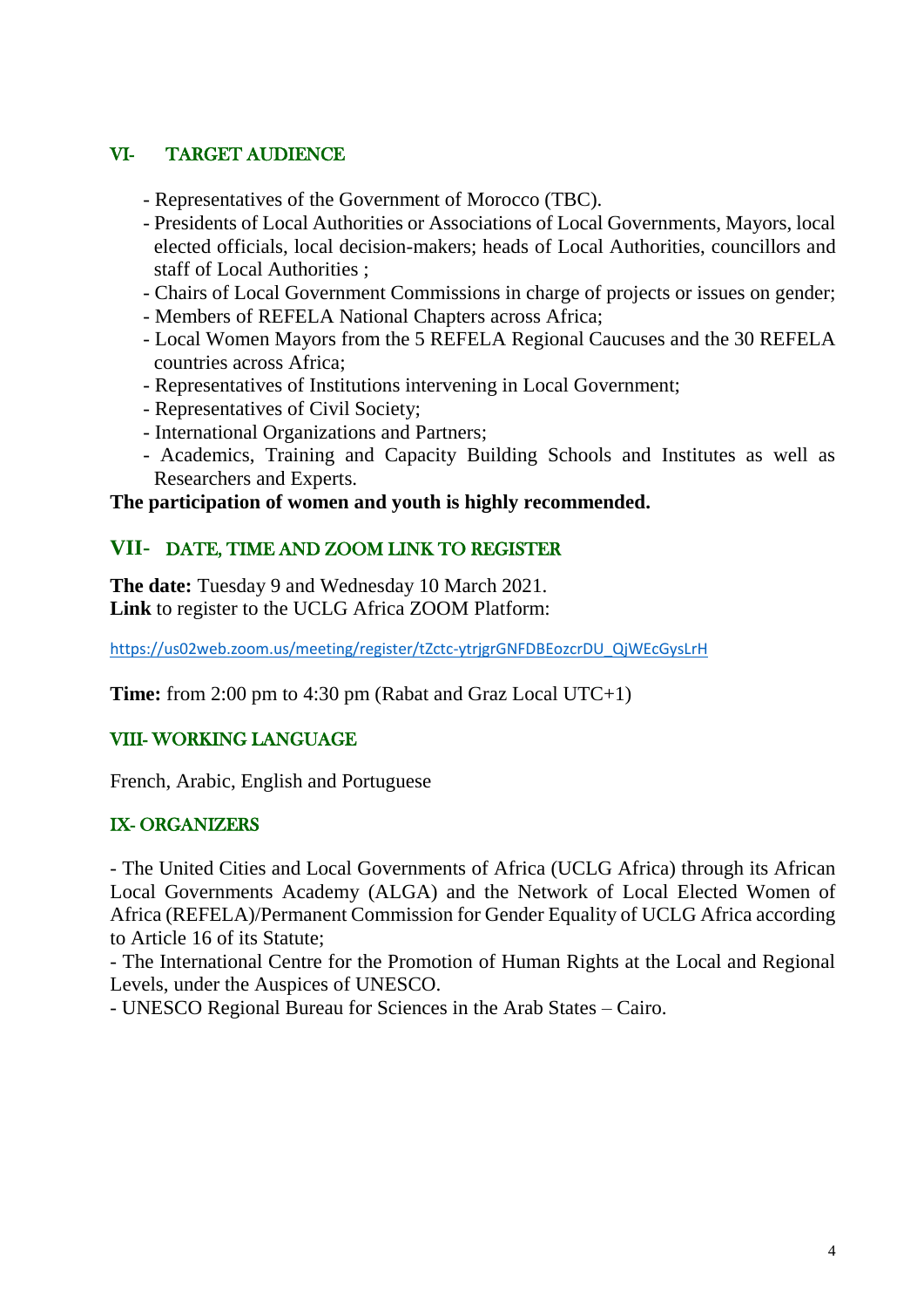## VI- TARGET AUDIENCE

- Representatives of the Government of Morocco (TBC).
- Presidents of Local Authorities or Associations of Local Governments, Mayors, local elected officials, local decision-makers; heads of Local Authorities, councillors and staff of Local Authorities ;
- Chairs of Local Government Commissions in charge of projects or issues on gender;
- Members of REFELA National Chapters across Africa;
- Local Women Mayors from the 5 REFELA Regional Caucuses and the 30 REFELA countries across Africa;
- Representatives of Institutions intervening in Local Government;
- Representatives of Civil Society;
- International Organizations and Partners;
- Academics, Training and Capacity Building Schools and Institutes as well as Researchers and Experts.

**The participation of women and youth is highly recommended.**

## VII- DATE, TIME AND ZOOM LINK TO REGISTER

**The date:** Tuesday 9 and Wednesday 10 March 2021.
**Link** to register to the UCLG Africa ZOOM Platform:

https://us02web.zoom.us/meeting/register/tZctc-ytrjgrGNFDBEozcrDU_QjWEcGysLrH

**Time:** from 2:00 pm to 4:30 pm (Rabat and Graz Local UTC+1)

## VIII- WORKING LANGUAGE

French, Arabic, English and Portuguese

## IX- ORGANIZERS

- The United Cities and Local Governments of Africa (UCLG Africa) through its African Local Governments Academy (ALGA) and the Network of Local Elected Women of Africa (REFELA)/Permanent Commission for Gender Equality of UCLG Africa according to Article 16 of its Statute;
- The International Centre for the Promotion of Human Rights at the Local and Regional Levels, under the Auspices of UNESCO.
- UNESCO Regional Bureau for Sciences in the Arab States – Cairo.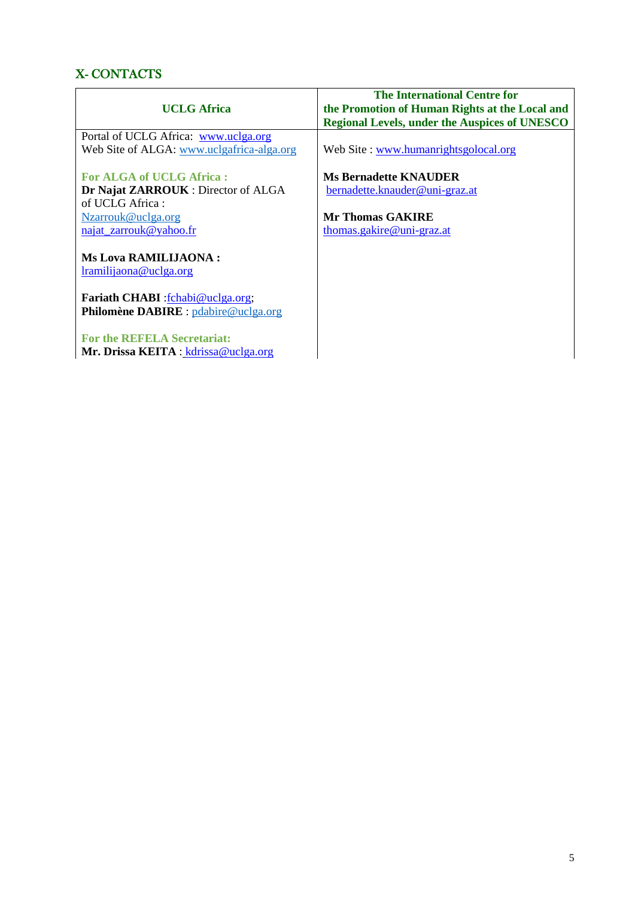## X- CONTACTS

| UCLG Africa | The International Centre for the Promotion of Human Rights at the Local and Regional Levels, under the Auspices of UNESCO |
|---|---|
| Portal of UCLG Africa: www.uclga.org<br>Web Site of ALGA: www.uclgafrica-alga.org<br><br>**For ALGA of UCLG Africa :**<br>**Dr Najat ZARROUK** : Director of ALGA of UCLG Africa :<br>Nzarrouk@uclga.org<br>najat_zarrouk@yahoo.fr<br><br>**Ms Lova RAMILIJAONA :**<br>lramilijaona@uclga.org<br><br>**Fariath CHABI** :fchabi@uclga.org;<br>**Philomène DABIRE** : pdabire@uclga.org<br><br>**For the REFELA Secretariat:**<br>**Mr. Drissa KEITA** : kdrissa@uclga.org | Web Site : www.humanrightsgolocal.org<br><br>**Ms Bernadette KNAUDER**<br>bernadette.knauder@uni-graz.at<br><br>**Mr Thomas GAKIRE**<br>thomas.gakire@uni-graz.at |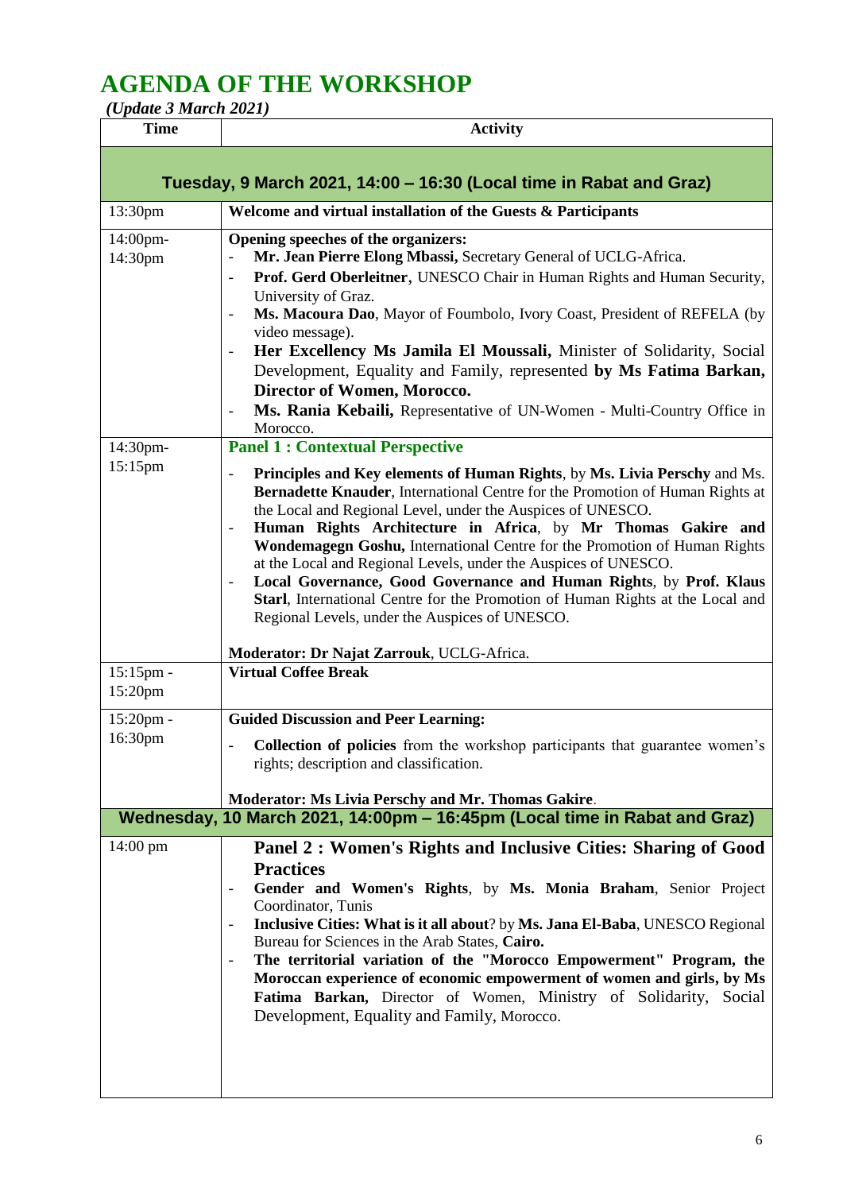# AGENDA OF THE WORKSHOP

*(Update 3 March 2021)*

| Time | Activity |
| --- | --- |
| **Tuesday, 9 March 2021, 14:00 – 16:30 (Local time in Rabat and Graz)** | |
| 13:30pm | **Welcome and virtual installation of the Guests & Participants** |
| 14:00pm-14:30pm | **Opening speeches of the organizers:**<br>- **Mr. Jean Pierre Elong Mbassi,** Secretary General of UCLG-Africa.<br>- **Prof. Gerd Oberleitner**, UNESCO Chair in Human Rights and Human Security, University of Graz.<br>- **Ms. Macoura Dao**, Mayor of Foumbolo, Ivory Coast, President of REFELA (by video message).<br>- **Her Excellency Ms Jamila El Moussali,** Minister of Solidarity, Social Development, Equality and Family, represented **by Ms Fatima Barkan, Director of Women, Morocco.**<br>- **Ms. Rania Kebaili,** Representative of UN-Women - Multi-Country Office in Morocco. |
| 14:30pm-15:15pm | **Panel 1 : Contextual Perspective**<br>- **Principles and Key elements of Human Rights**, by **Ms. Livia Perschy** and Ms. **Bernadette Knauder**, International Centre for the Promotion of Human Rights at the Local and Regional Level, under the Auspices of UNESCO.<br>- **Human Rights Architecture in Africa**, by **Mr Thomas Gakire and Wondemagegn Goshu,** International Centre for the Promotion of Human Rights at the Local and Regional Levels, under the Auspices of UNESCO.<br>- **Local Governance, Good Governance and Human Rights**, by **Prof. Klaus Starl**, International Centre for the Promotion of Human Rights at the Local and Regional Levels, under the Auspices of UNESCO.<br><br>**Moderator: Dr Najat Zarrouk**, UCLG-Africa. |
| 15:15pm - 15:20pm | **Virtual Coffee Break** |
| 15:20pm - 16:30pm | **Guided Discussion and Peer Learning:**<br>- **Collection of policies** from the workshop participants that guarantee women's rights; description and classification.<br><br>**Moderator: Ms Livia Perschy and Mr. Thomas Gakire**. |
| **Wednesday, 10 March 2021, 14:00pm – 16:45pm (Local time in Rabat and Graz)** | |
| 14:00 pm | **Panel 2 : Women's Rights and Inclusive Cities: Sharing of Good Practices**<br>- **Gender and Women's Rights**, by **Ms. Monia Braham**, Senior Project Coordinator, Tunis<br>- **Inclusive Cities: What is it all about**? by **Ms. Jana El-Baba**, UNESCO Regional Bureau for Sciences in the Arab States, **Cairo.**<br>- **The territorial variation of the "Morocco Empowerment" Program, the Moroccan experience of economic empowerment of women and girls, by Ms Fatima Barkan,** Director of Women, Ministry of Solidarity, Social Development, Equality and Family, Morocco. |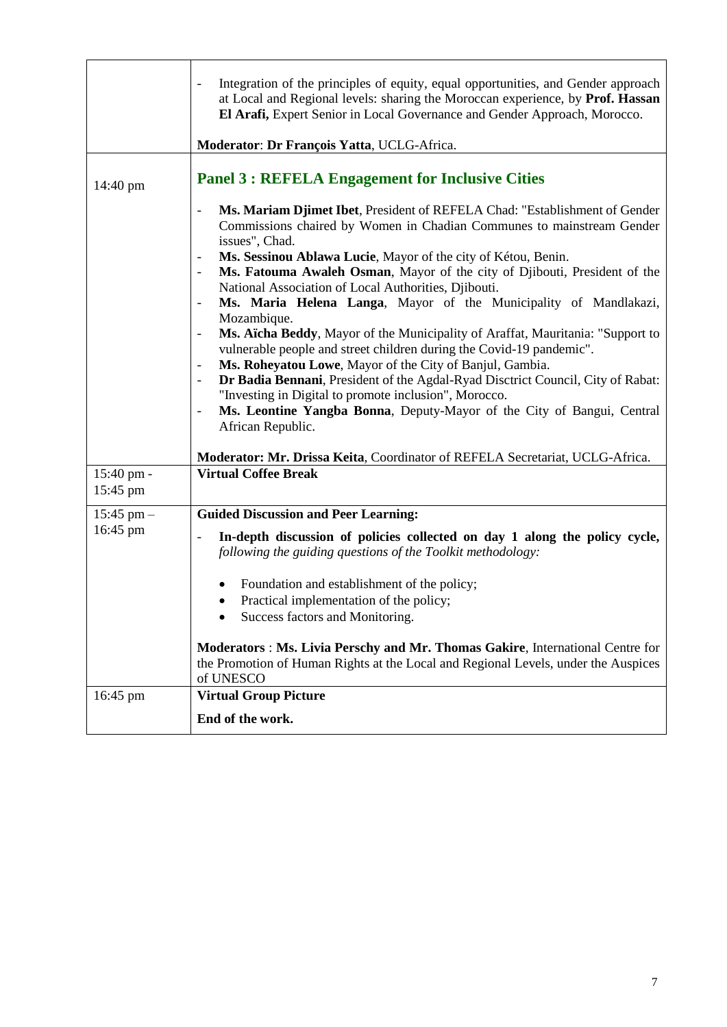| | |
|---|---|
| | - Integration of the principles of equity, equal opportunities, and Gender approach at Local and Regional levels: sharing the Moroccan experience, by **Prof. Hassan El Arafi,** Expert Senior in Local Governance and Gender Approach, Morocco.<br><br>**Moderator**: **Dr François Yatta**, UCLG-Africa. |
| 14:40 pm | **Panel 3 : REFELA Engagement for Inclusive Cities**<br><br>- **Ms. Mariam Djimet Ibet**, President of REFELA Chad: "Establishment of Gender Commissions chaired by Women in Chadian Communes to mainstream Gender issues", Chad.<br>- **Ms. Sessinou Ablawa Lucie**, Mayor of the city of Kétou, Benin.<br>- **Ms. Fatouma Awaleh Osman**, Mayor of the city of Djibouti, President of the National Association of Local Authorities, Djibouti.<br>- **Ms. Maria Helena Langa**, Mayor of the Municipality of Mandlakazi, Mozambique.<br>- **Ms. Aïcha Beddy**, Mayor of the Municipality of Araffat, Mauritania: "Support to vulnerable people and street children during the Covid-19 pandemic".<br>- **Ms. Roheyatou Lowe**, Mayor of the City of Banjul, Gambia.<br>- **Dr Badia Bennani**, President of the Agdal-Ryad Disctrict Council, City of Rabat: "Investing in Digital to promote inclusion", Morocco.<br>- **Ms. Leontine Yangba Bonna**, Deputy-Mayor of the City of Bangui, Central African Republic.<br><br>**Moderator: Mr. Drissa Keita**, Coordinator of REFELA Secretariat, UCLG-Africa. |
| 15:40 pm - 15:45 pm | **Virtual Coffee Break** |
| 15:45 pm – 16:45 pm | **Guided Discussion and Peer Learning:**<br><br>- **In-depth discussion of policies collected on day 1 along the policy cycle,** *following the guiding questions of the Toolkit methodology:*<br><br>• Foundation and establishment of the policy;<br>• Practical implementation of the policy;<br>• Success factors and Monitoring.<br><br>**Moderators** : **Ms. Livia Perschy and Mr. Thomas Gakire**, International Centre for the Promotion of Human Rights at the Local and Regional Levels, under the Auspices of UNESCO |
| 16:45 pm | **Virtual Group Picture**<br><br>**End of the work.** |